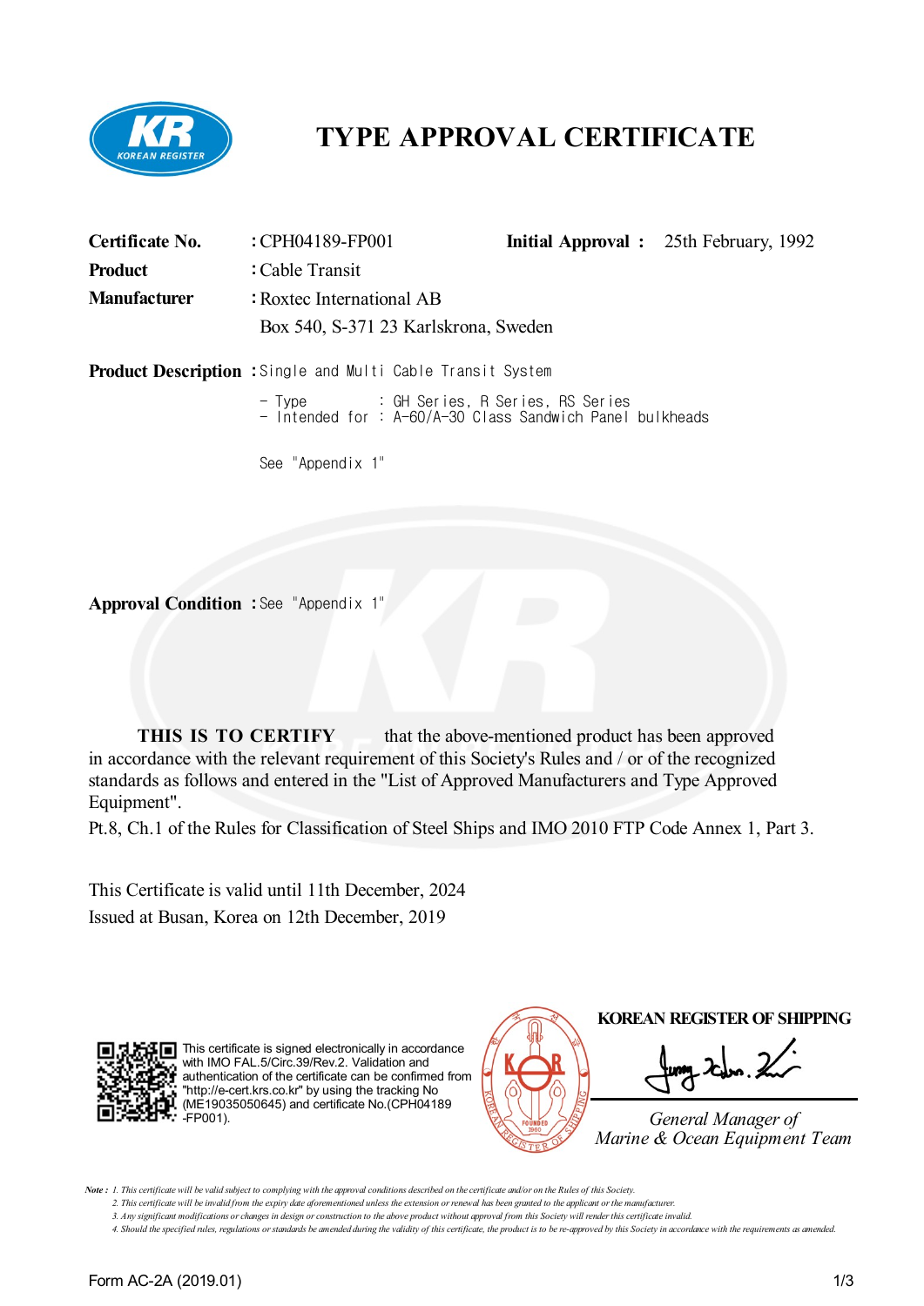# TYPE APPROVAL CERTIFICATE

**Certificate No.** : CPH04189-FP001 **Initial Approval :** 25th February, 1992

**Product** : Cable Transit

**Manufacturer** : Roxtec International AB

Box 540, S-371 23 Karlskrona, Sweden

**Product Description** : Single and Multi Cable Transit System

- Type : GH Series, R Series, RS Series
- Intended for : A-60/A-30 Class Sandwich Panel bulkheads

See "Appendix 1"

**Approval Condition** : See "Appendix 1"

**THIS IS TO CERTIFY** that the above-mentioned product has been approved in accordance with the relevant requirement of this Society's Rules and / or of the recognized standards as follows and entered in the "List of Approved Manufacturers and Type Approved Equipment".

Pt.8, Ch.1 of the Rules for Classification of Steel Ships and IMO 2010 FTP Code Annex 1, Part 3.

This Certificate is valid until 11th December, 2024

Issued at Busan, Korea on 12th December, 2019

This certificate is signed electronically in accordance with IMO FAL.5/Circ.39/Rev.2. Validation and authentication of the certificate can be confirmed from "http://e-cert.krs.co.kr" by using the tracking No (ME19035050645) and certificate No.(CPH04189-FP001).

**KOREAN REGISTER OF SHIPPING**

*General Manager of*
*Marine & Ocean Equipment Team*

*Note :*
1. *This certificate will be valid subject to complying with the approval conditions described on the certificate and/or on the Rules of this Society.*
2. *This certificate will be invalid from the expiry date aforementioned unless the extension or renewal has been granted to the applicant or the manufacturer.*
3. *Any significant modifications or changes in design or construction to the above product without approval from this Society will render this certificate invalid.*
4. *Should the specified rules, regulations or standards be amended during the validity of this certificate, the product is to be re-approved by this Society in accordance with the requirements as amended.*

Form AC-2A (2019.01)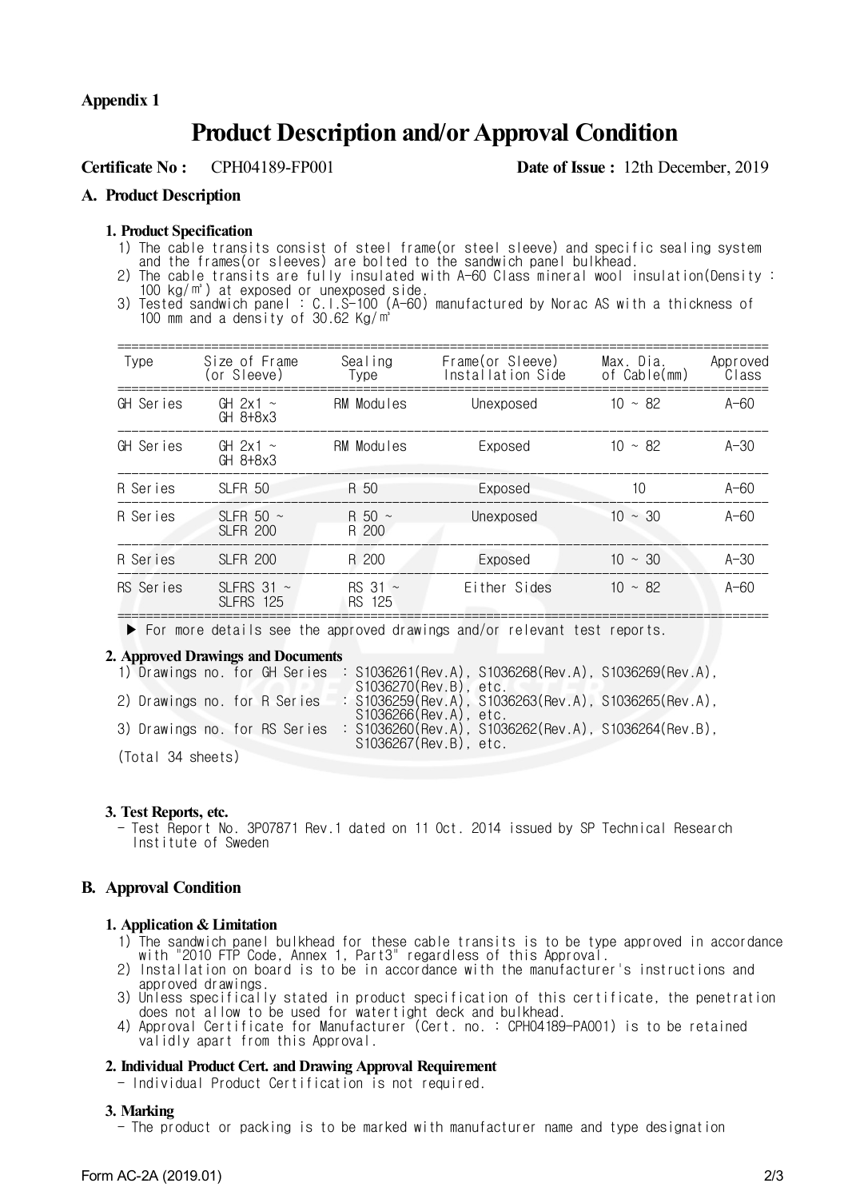**Appendix 1**

# Product Description and/or Approval Condition

**Certificate No :** CPH04189-FP001 **Date of Issue :** 12th December, 2019

## A. Product Description

### 1. Product Specification

1) The cable transits consist of steel frame(or steel sleeve) and specific sealing system and the frames(or sleeves) are bolted to the sandwich panel bulkhead.
2) The cable transits are fully insulated with A-60 Class mineral wool insulation(Density : 100 kg/㎥) at exposed or unexposed side.
3) Tested sandwich panel : C.I.S-100 (A-60) manufactured by Norac AS with a thickness of 100 mm and a density of 30.62 Kg/㎡

| Type | Size of Frame (or Sleeve) | Sealing Type | Frame(or Sleeve) Installation Side | Max. Dia. of Cable(mm) | Approved Class |
|---|---|---|---|---|---|
| GH Series | GH 2x1 ~ GH 8+8x3 | RM Modules | Unexposed | 10 ~ 82 | A-60 |
| GH Series | GH 2x1 ~ GH 8+8x3 | RM Modules | Exposed | 10 ~ 82 | A-30 |
| R Series | SLFR 50 | R 50 | Exposed | 10 | A-60 |
| R Series | SLFR 50 ~ SLFR 200 | R 50 ~ R 200 | Unexposed | 10 ~ 30 | A-60 |
| R Series | SLFR 200 | R 200 | Exposed | 10 ~ 30 | A-30 |
| RS Series | SLFRS 31 ~ SLFRS 125 | RS 31 ~ RS 125 | Either Sides | 10 ~ 82 | A-60 |

▶ For more details see the approved drawings and/or relevant test reports.

### 2. Approved Drawings and Documents

1) Drawings no. for GH Series : S1036261(Rev.A), S1036268(Rev.A), S1036269(Rev.A), S1036270(Rev.B), etc.
2) Drawings no. for R Series : S1036259(Rev.A), S1036263(Rev.A), S1036265(Rev.A), S1036266(Rev.A), etc.
3) Drawings no. for RS Series : S1036260(Rev.A), S1036262(Rev.A), S1036264(Rev.B), S1036267(Rev.B), etc.

(Total 34 sheets)

### 3. Test Reports, etc.

- Test Report No. 3P07871 Rev.1 dated on 11 Oct. 2014 issued by SP Technical Research Institute of Sweden

## B. Approval Condition

### 1. Application & Limitation

1) The sandwich panel bulkhead for these cable transits is to be type approved in accordance with "2010 FTP Code, Annex 1, Part3" regardless of this Approval.
2) Installation on board is to be in accordance with the manufacturer's instructions and approved drawings.
3) Unless specifically stated in product specification of this certificate, the penetration does not allow to be used for watertight deck and bulkhead.
4) Approval Certificate for Manufacturer (Cert. no. : CPH04189-PA001) is to be retained validly apart from this Approval.

### 2. Individual Product Cert. and Drawing Approval Requirement

- Individual Product Certification is not required.

### 3. Marking

- The product or packing is to be marked with manufacturer name and type designation

Form AC-2A (2019.01)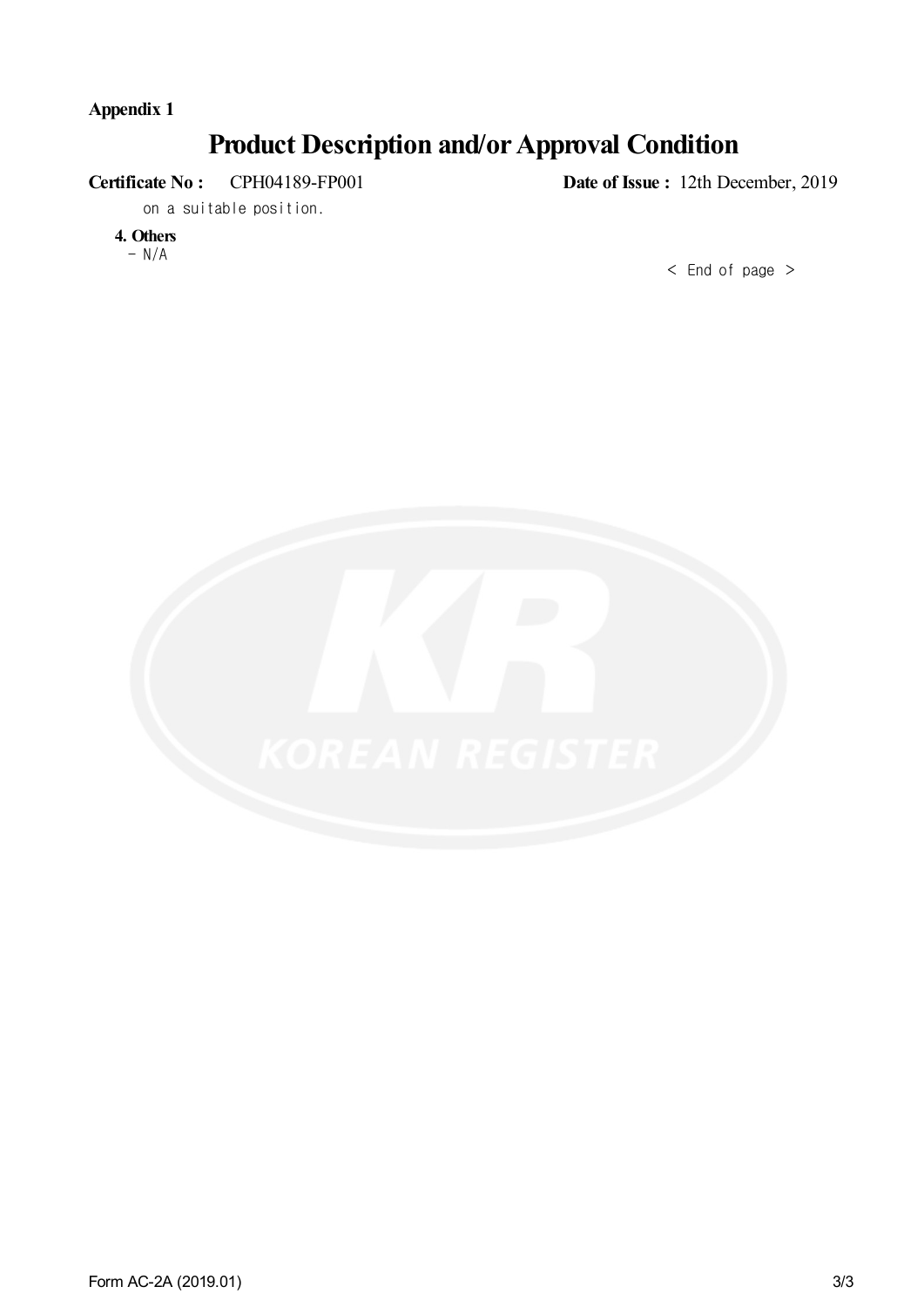**Appendix 1**

# Product Description and/or Approval Condition

**Certificate No :** CPH04189-FP001 **Date of Issue :** 12th December, 2019

on a suitable position.

**4. Others**

- N/A

< End of page >

Form AC-2A (2019.01)